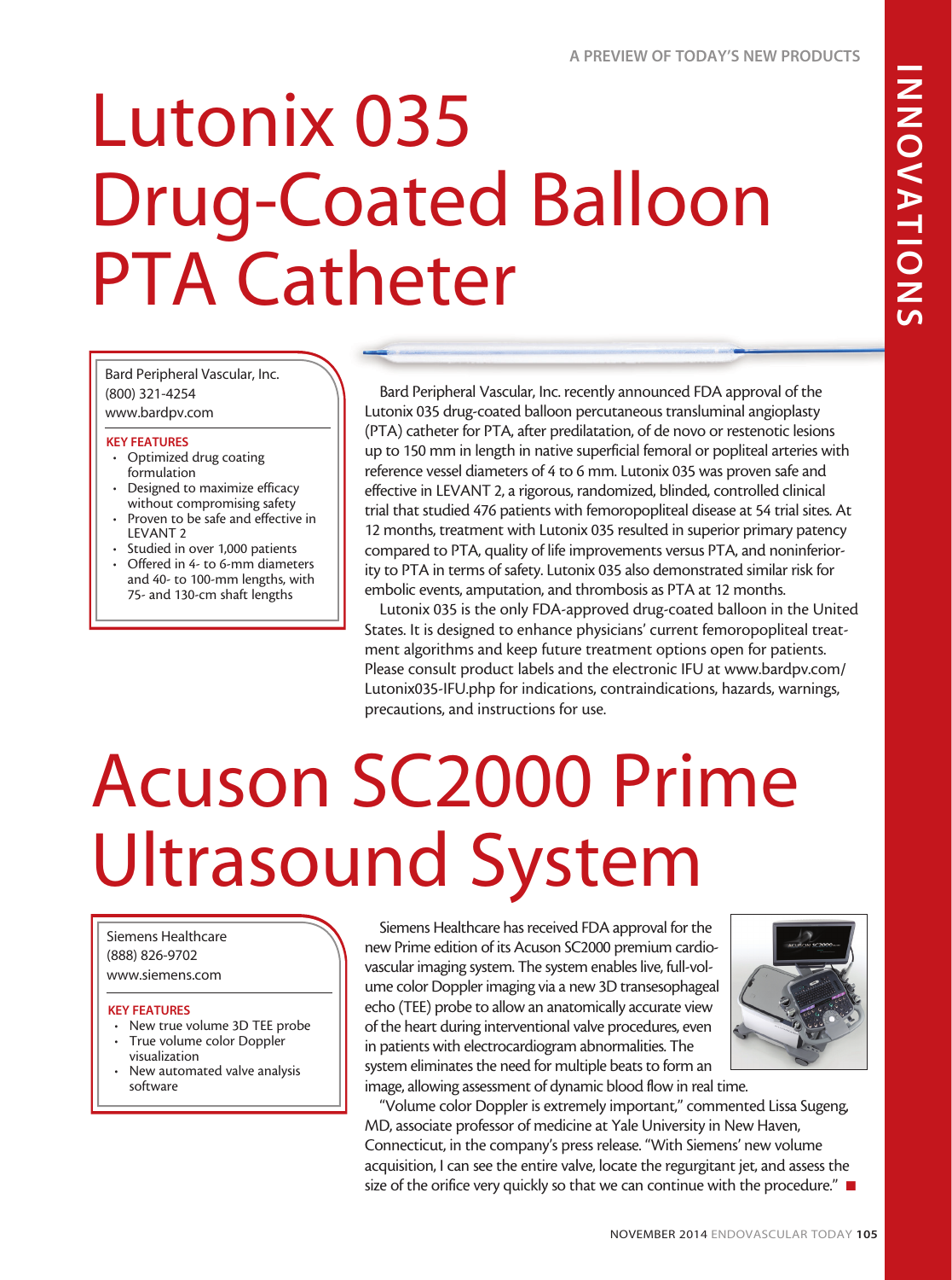# Lutonix 035 Drug-Coated Balloon PTA Catheter

Bard Peripheral Vascular, Inc.
(800) 321-4254
www.bardpv.com

**KEY FEATURES**

- Optimized drug coating formulation
- Designed to maximize efficacy without compromising safety
- Proven to be safe and effective in LEVANT 2
- Studied in over 1,000 patients
- Offered in 4- to 6-mm diameters and 40- to 100-mm lengths, with 75- and 130-cm shaft lengths

Bard Peripheral Vascular, Inc. recently announced FDA approval of the Lutonix 035 drug-coated balloon percutaneous transluminal angioplasty (PTA) catheter for PTA, after predilatation, of de novo or restenotic lesions up to 150 mm in length in native superficial femoral or popliteal arteries with reference vessel diameters of 4 to 6 mm. Lutonix 035 was proven safe and effective in LEVANT 2, a rigorous, randomized, blinded, controlled clinical trial that studied 476 patients with femoropopliteal disease at 54 trial sites. At 12 months, treatment with Lutonix 035 resulted in superior primary patency compared to PTA, quality of life improvements versus PTA, and noninferiority to PTA in terms of safety. Lutonix 035 also demonstrated similar risk for embolic events, amputation, and thrombosis as PTA at 12 months.

Lutonix 035 is the only FDA-approved drug-coated balloon in the United States. It is designed to enhance physicians' current femoropopliteal treatment algorithms and keep future treatment options open for patients. Please consult product labels and the electronic IFU at www.bardpv.com/Lutonix035-IFU.php for indications, contraindications, hazards, warnings, precautions, and instructions for use.

# Acuson SC2000 Prime Ultrasound System

Siemens Healthcare
(888) 826-9702
www.siemens.com

**KEY FEATURES**

- New true volume 3D TEE probe
- True volume color Doppler visualization
- New automated valve analysis software

Siemens Healthcare has received FDA approval for the new Prime edition of its Acuson SC2000 premium cardiovascular imaging system. The system enables live, full-volume color Doppler imaging via a new 3D transesophageal echo (TEE) probe to allow an anatomically accurate view of the heart during interventional valve procedures, even in patients with electrocardiogram abnormalities. The system eliminates the need for multiple beats to form an image, allowing assessment of dynamic blood flow in real time.

"Volume color Doppler is extremely important," commented Lissa Sugeng, MD, associate professor of medicine at Yale University in New Haven, Connecticut, in the company's press release. "With Siemens' new volume acquisition, I can see the entire valve, locate the regurgitant jet, and assess the size of the orifice very quickly so that we can continue with the procedure." ■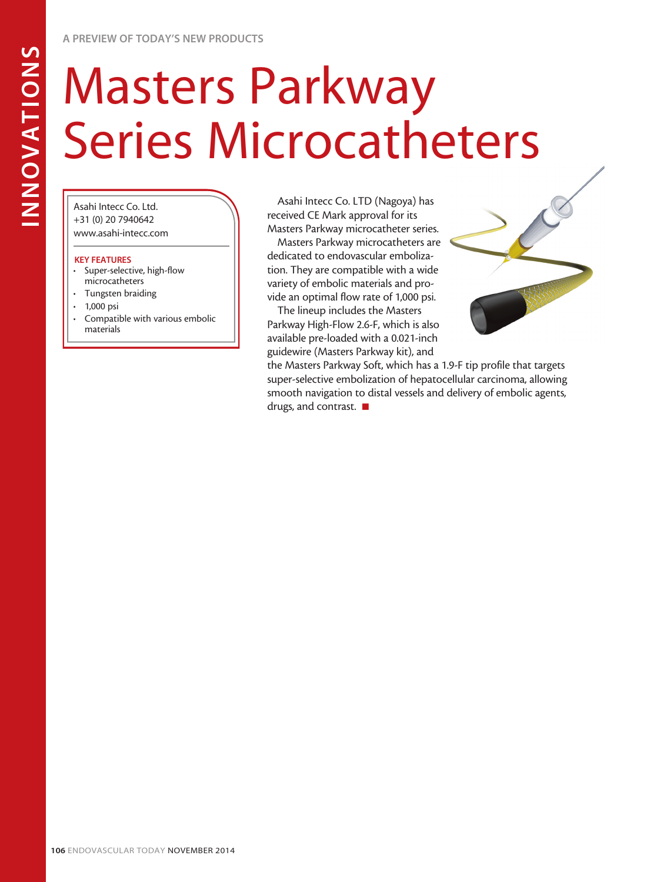A PREVIEW OF TODAY'S NEW PRODUCTS

# Masters Parkway Series Microcatheters

Asahi Intecc Co. Ltd.
+31 (0) 20 7940642
www.asahi-intecc.com

**KEY FEATURES**

- Super-selective, high-flow microcatheters
- Tungsten braiding
- 1,000 psi
- Compatible with various embolic materials

Asahi Intecc Co. LTD (Nagoya) has received CE Mark approval for its Masters Parkway microcatheter series.

Masters Parkway microcatheters are dedicated to endovascular embolization. They are compatible with a wide variety of embolic materials and provide an optimal flow rate of 1,000 psi.

The lineup includes the Masters Parkway High-Flow 2.6-F, which is also available pre-loaded with a 0.021-inch guidewire (Masters Parkway kit), and the Masters Parkway Soft, which has a 1.9-F tip profile that targets super-selective embolization of hepatocellular carcinoma, allowing smooth navigation to distal vessels and delivery of embolic agents, drugs, and contrast. ■